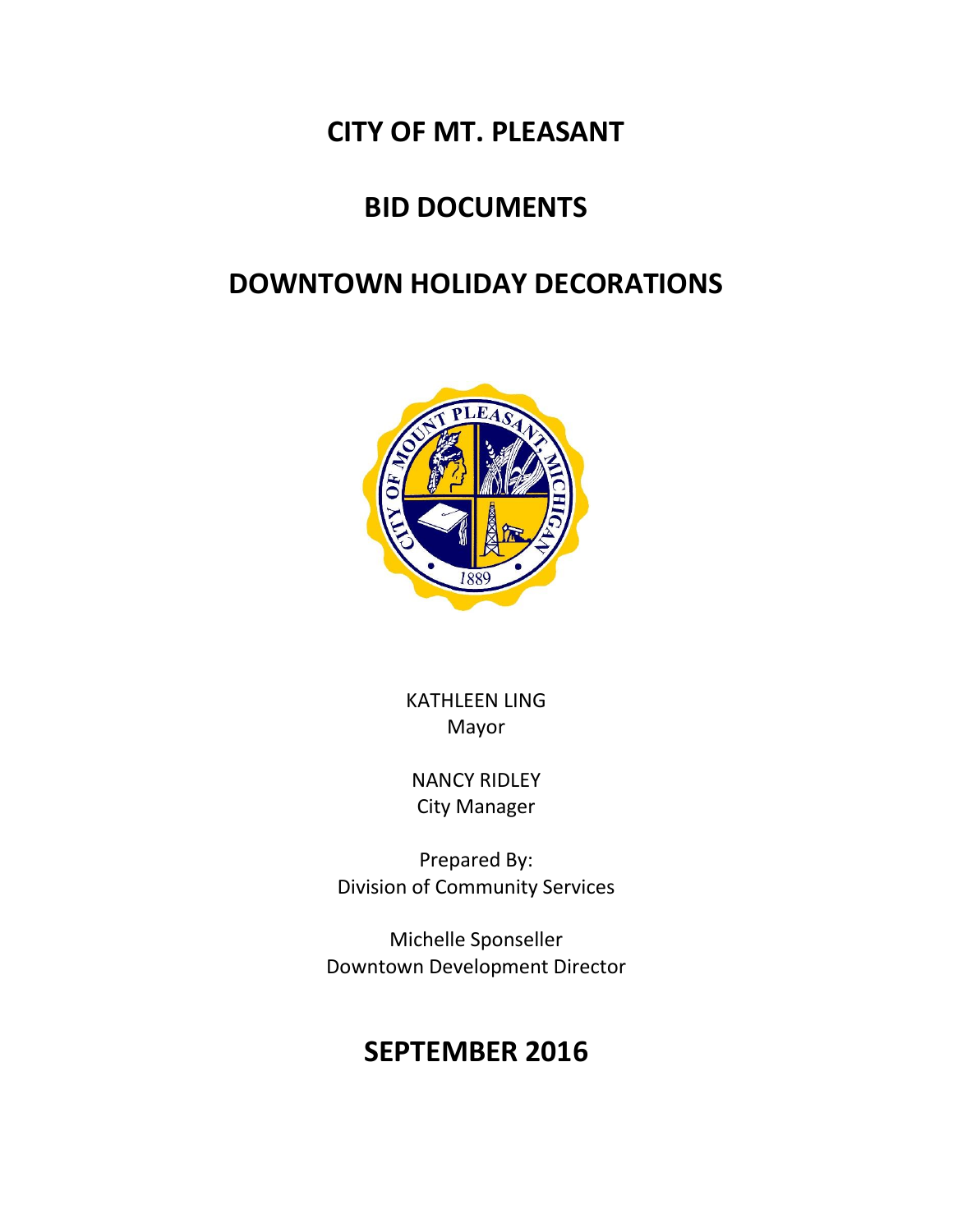# CITY OF MT. PLEASANT

# BID DOCUMENTS

# DOWNTOWN HOLIDAY DECORATIONS

KATHLEEN LING
Mayor

NANCY RIDLEY
City Manager

Prepared By:
Division of Community Services

Michelle Sponseller
Downtown Development Director

# SEPTEMBER 2016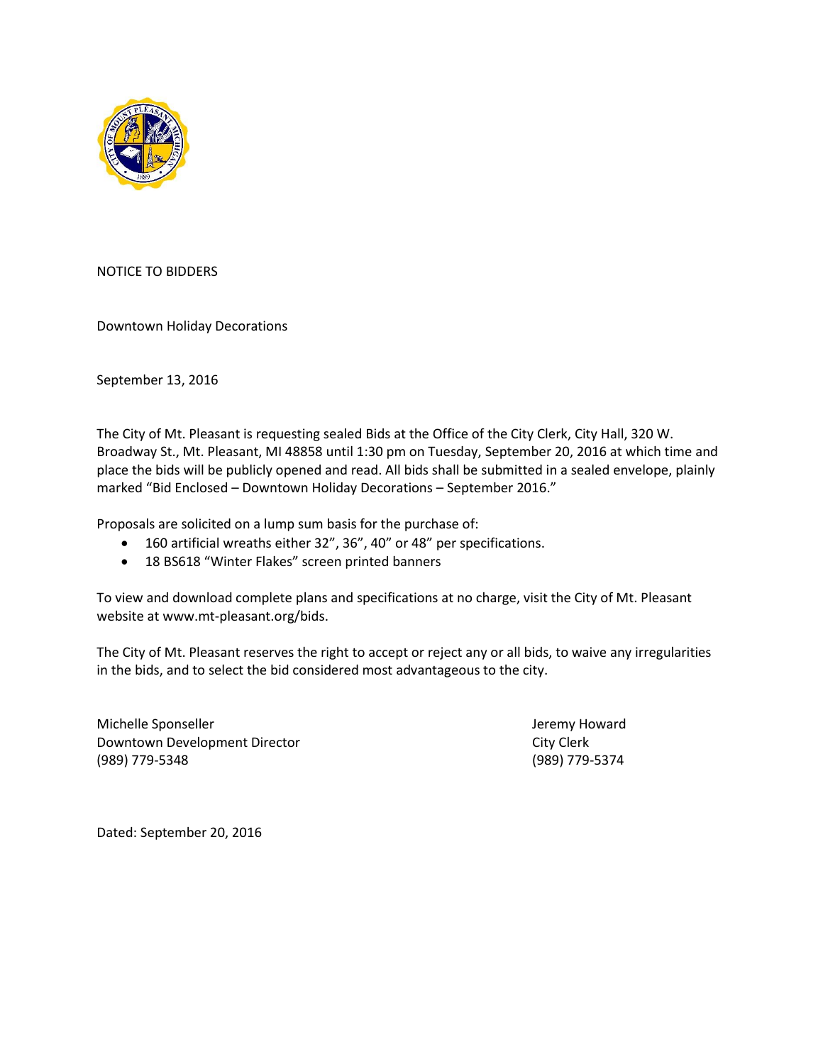NOTICE TO BIDDERS

Downtown Holiday Decorations

September 13, 2016

The City of Mt. Pleasant is requesting sealed Bids at the Office of the City Clerk, City Hall, 320 W. Broadway St., Mt. Pleasant, MI 48858 until 1:30 pm on Tuesday, September 20, 2016 at which time and place the bids will be publicly opened and read. All bids shall be submitted in a sealed envelope, plainly marked "Bid Enclosed – Downtown Holiday Decorations – September 2016."

Proposals are solicited on a lump sum basis for the purchase of:

- 160 artificial wreaths either 32", 36", 40" or 48" per specifications.
- 18 BS618 "Winter Flakes" screen printed banners

To view and download complete plans and specifications at no charge, visit the City of Mt. Pleasant website at www.mt-pleasant.org/bids.

The City of Mt. Pleasant reserves the right to accept or reject any or all bids, to waive any irregularities in the bids, and to select the bid considered most advantageous to the city.

Michelle Sponseller
Downtown Development Director
(989) 779-5348

Jeremy Howard
City Clerk
(989) 779-5374

Dated: September 20, 2016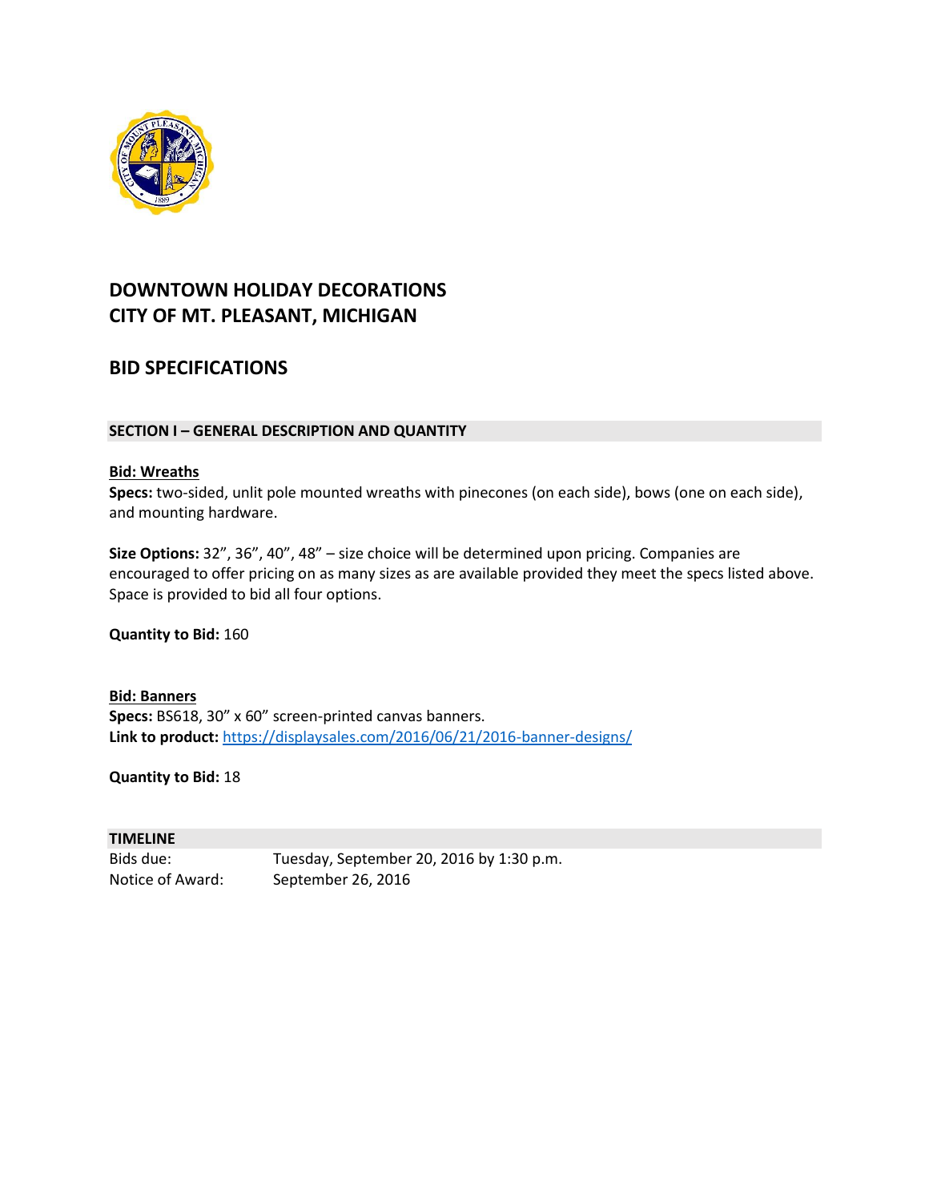# DOWNTOWN HOLIDAY DECORATIONS
# CITY OF MT. PLEASANT, MICHIGAN

## BID SPECIFICATIONS

### SECTION I – GENERAL DESCRIPTION AND QUANTITY

**Bid: Wreaths**
**Specs:** two-sided, unlit pole mounted wreaths with pinecones (on each side), bows (one on each side), and mounting hardware.

**Size Options:** 32", 36", 40", 48" – size choice will be determined upon pricing. Companies are encouraged to offer pricing on as many sizes as are available provided they meet the specs listed above. Space is provided to bid all four options.

**Quantity to Bid:** 160

**Bid: Banners**
**Specs:** BS618, 30" x 60" screen-printed canvas banners.
**Link to product:** https://displaysales.com/2016/06/21/2016-banner-designs/

**Quantity to Bid:** 18

### TIMELINE

| | |
|---|---|
| Bids due: | Tuesday, September 20, 2016 by 1:30 p.m. |
| Notice of Award: | September 26, 2016 |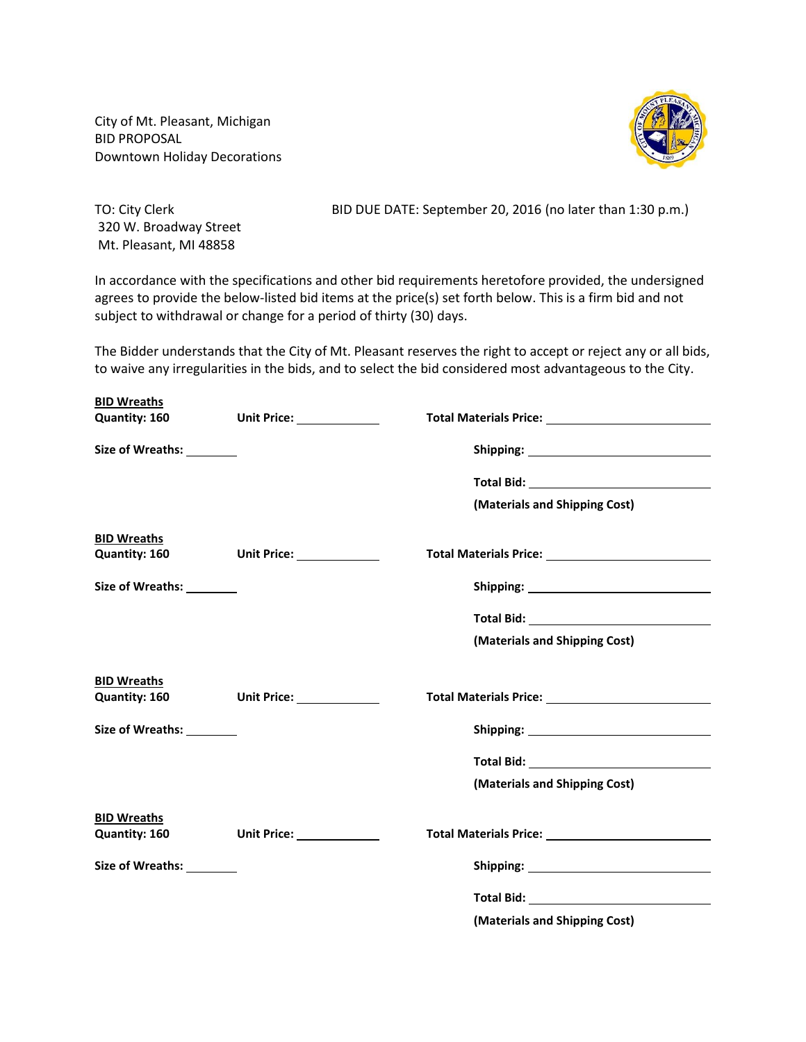City of Mt. Pleasant, Michigan
BID PROPOSAL
Downtown Holiday Decorations

TO: City Clerk
320 W. Broadway Street
Mt. Pleasant, MI 48858

BID DUE DATE: September 20, 2016 (no later than 1:30 p.m.)

In accordance with the specifications and other bid requirements heretofore provided, the undersigned agrees to provide the below-listed bid items at the price(s) set forth below. This is a firm bid and not subject to withdrawal or change for a period of thirty (30) days.

The Bidder understands that the City of Mt. Pleasant reserves the right to accept or reject any or all bids, to waive any irregularities in the bids, and to select the bid considered most advantageous to the City.

**BID Wreaths**
**Quantity: 160** **Unit Price:** ____________ **Total Materials Price:** ________________________

**Size of Wreaths:** ________ **Shipping:** ________________________

**Total Bid:** ________________________
**(Materials and Shipping Cost)**

**BID Wreaths**
**Quantity: 160** **Unit Price:** ____________ **Total Materials Price:** ________________________

**Size of Wreaths:** ________ **Shipping:** ________________________

**Total Bid:** ________________________
**(Materials and Shipping Cost)**

**BID Wreaths**
**Quantity: 160** **Unit Price:** ____________ **Total Materials Price:** ________________________

**Size of Wreaths:** ________ **Shipping:** ________________________

**Total Bid:** ________________________
**(Materials and Shipping Cost)**

**BID Wreaths**
**Quantity: 160** **Unit Price:** ____________ **Total Materials Price:** ________________________

**Size of Wreaths:** ________ **Shipping:** ________________________

**Total Bid:** ________________________
**(Materials and Shipping Cost)**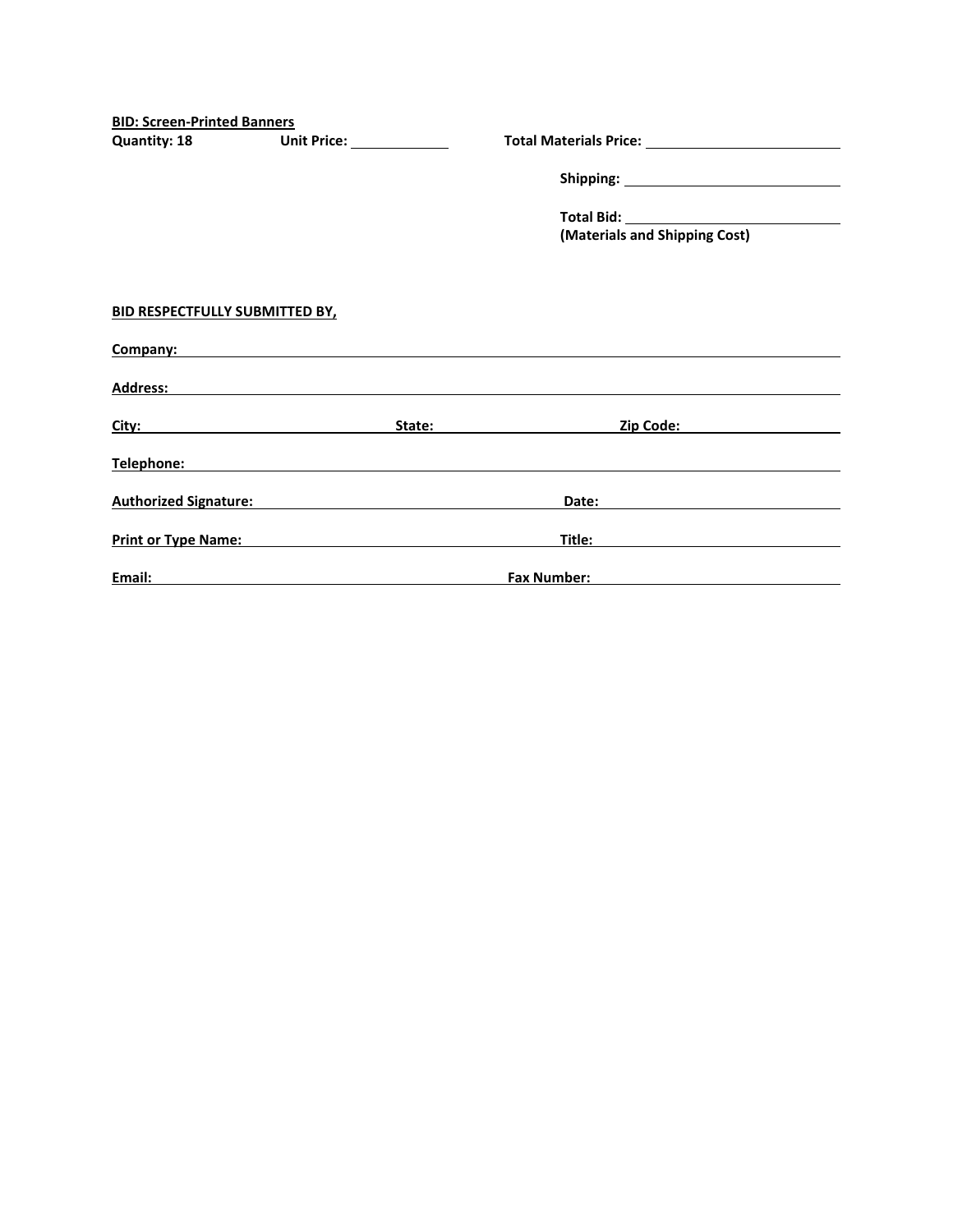**BID: Screen-Printed Banners**

**Quantity: 18** **Unit Price:** ____________ **Total Materials Price:** ________________________

**Shipping:** ________________________

**Total Bid:** ________________________
**(Materials and Shipping Cost)**

**BID RESPECTFULLY SUBMITTED BY,**

**Company:** ________________________________________________________________

**Address:** ________________________________________________________________

**City:** ______________________ **State:** ______________________ **Zip Code:** ______________________

**Telephone:** ________________________________________________________________

**Authorized Signature:** ______________________________ **Date:** ______________________

**Print or Type Name:** ______________________________ **Title:** ______________________

**Email:** ______________________________ **Fax Number:** ______________________